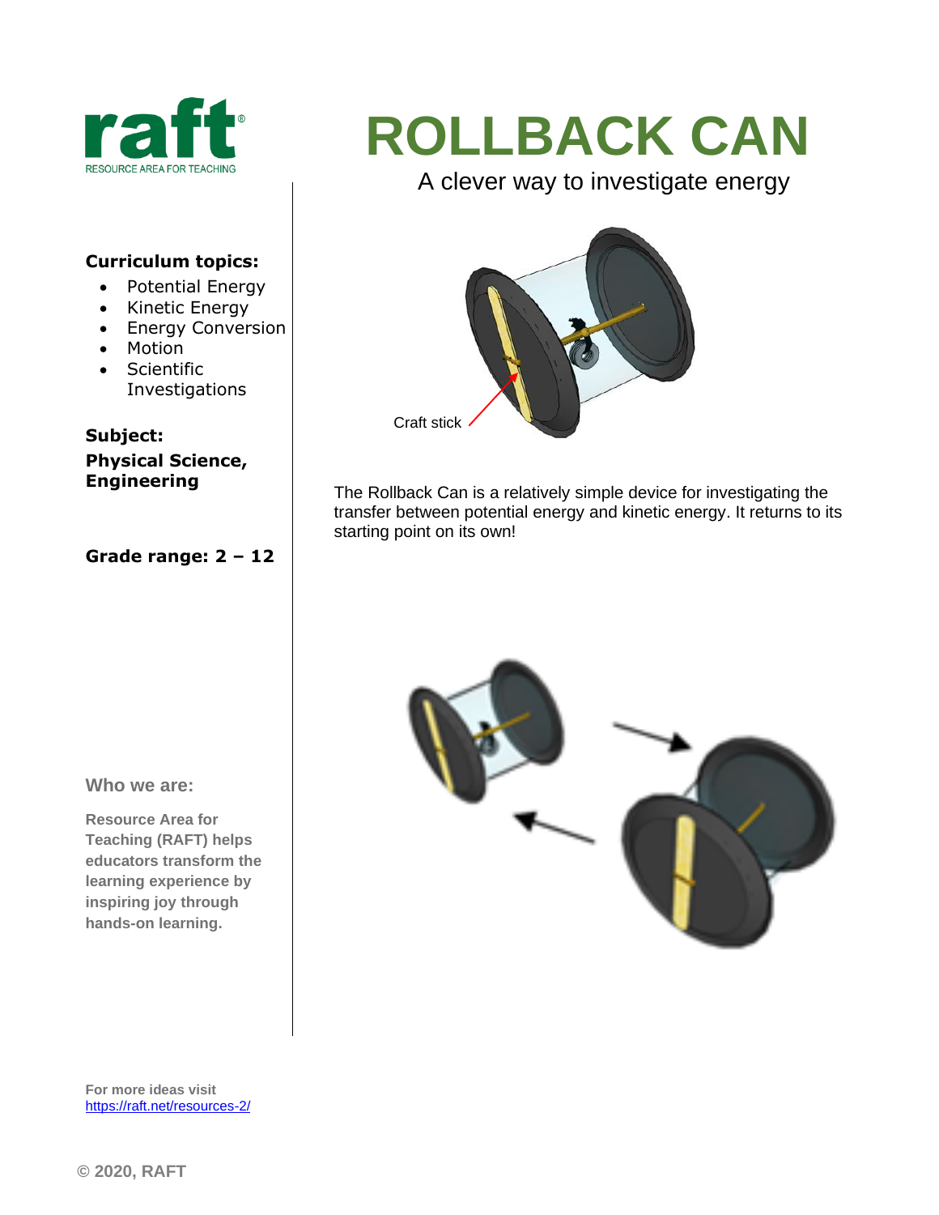raft
RESOURCE AREA FOR TEACHING

# ROLLBACK CAN

A clever way to investigate energy

Craft stick

The Rollback Can is a relatively simple device for investigating the transfer between potential energy and kinetic energy. It returns to its starting point on its own!

**Curriculum topics:**

- Potential Energy
- Kinetic Energy
- Energy Conversion
- Motion
- Scientific Investigations

**Subject:**
**Physical Science, Engineering**

**Grade range: 2 – 12**

**Who we are:**

**Resource Area for Teaching (RAFT) helps educators transform the learning experience by inspiring joy through hands-on learning.**

**For more ideas visit**
[https://raft.net/resources-2/](https://raft.net/resources-2/)

© 2020, RAFT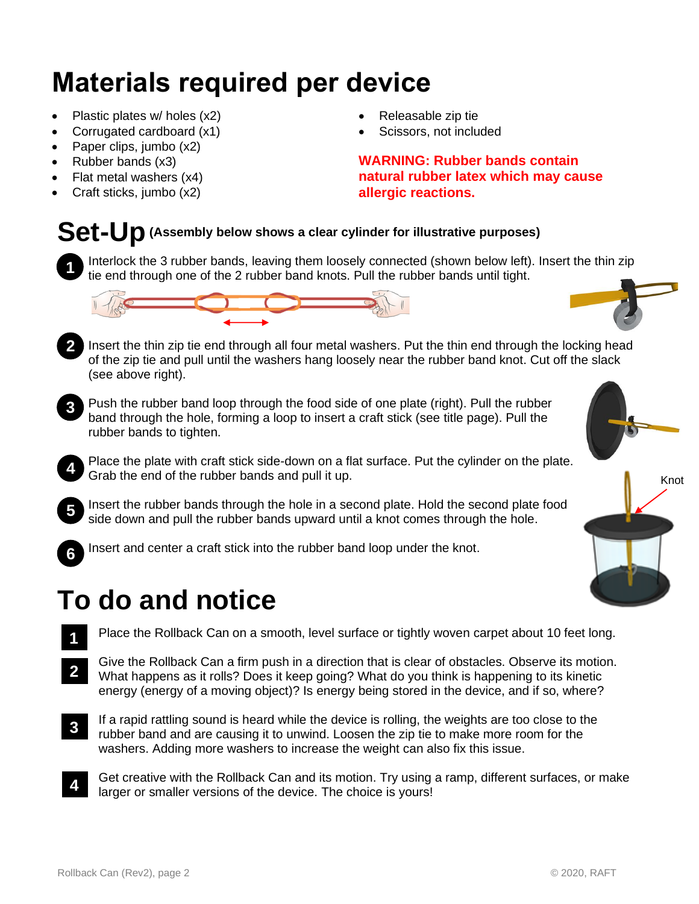# Materials required per device

- Plastic plates w/ holes (x2)
- Corrugated cardboard (x1)
- Paper clips, jumbo (x2)
- Rubber bands (x3)
- Flat metal washers (x4)
- Craft sticks, jumbo (x2)
- Releasable zip tie
- Scissors, not included

**WARNING: Rubber bands contain natural rubber latex which may cause allergic reactions.**

# Set-Up **(Assembly below shows a clear cylinder for illustrative purposes)**

1. Interlock the 3 rubber bands, leaving them loosely connected (shown below left). Insert the thin zip tie end through one of the 2 rubber band knots. Pull the rubber bands until tight.
2. Insert the thin zip tie end through all four metal washers. Put the thin end through the locking head of the zip tie and pull until the washers hang loosely near the rubber band knot. Cut off the slack (see above right).
3. Push the rubber band loop through the food side of one plate (right). Pull the rubber band through the hole, forming a loop to insert a craft stick (see title page). Pull the rubber bands to tighten.
4. Place the plate with craft stick side-down on a flat surface. Put the cylinder on the plate. Grab the end of the rubber bands and pull it up.
5. Insert the rubber bands through the hole in a second plate. Hold the second plate food side down and pull the rubber bands upward until a knot comes through the hole.
6. Insert and center a craft stick into the rubber band loop under the knot.

Knot

# To do and notice

1. Place the Rollback Can on a smooth, level surface or tightly woven carpet about 10 feet long.
2. Give the Rollback Can a firm push in a direction that is clear of obstacles. Observe its motion. What happens as it rolls? Does it keep going? What do you think is happening to its kinetic energy (energy of a moving object)? Is energy being stored in the device, and if so, where?
3. If a rapid rattling sound is heard while the device is rolling, the weights are too close to the rubber band and are causing it to unwind. Loosen the zip tie to make more room for the washers. Adding more washers to increase the weight can also fix this issue.
4. Get creative with the Rollback Can and its motion. Try using a ramp, different surfaces, or make larger or smaller versions of the device. The choice is yours!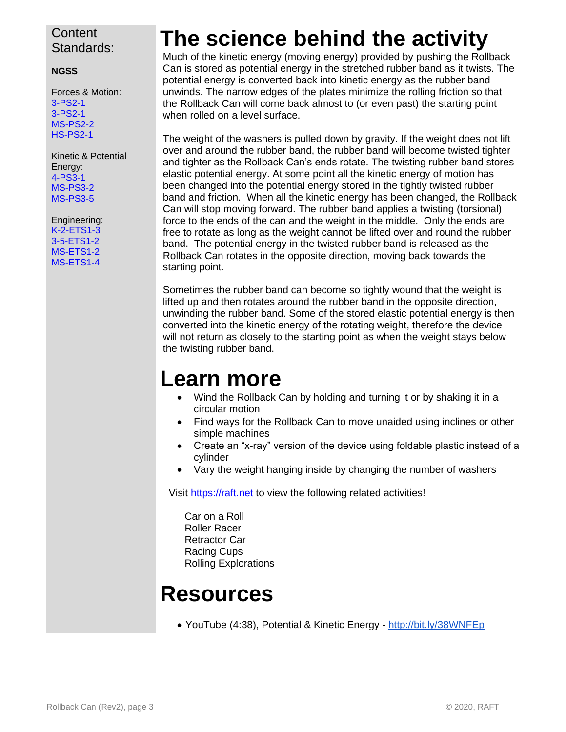Content Standards:

**NGSS**

Forces & Motion:
3-PS2-1
3-PS2-1
MS-PS2-2
HS-PS2-1

Kinetic & Potential Energy:
4-PS3-1
MS-PS3-2
MS-PS3-5

Engineering:
K-2-ETS1-3
3-5-ETS1-2
MS-ETS1-2
MS-ETS1-4

# The science behind the activity

Much of the kinetic energy (moving energy) provided by pushing the Rollback Can is stored as potential energy in the stretched rubber band as it twists. The potential energy is converted back into kinetic energy as the rubber band unwinds. The narrow edges of the plates minimize the rolling friction so that the Rollback Can will come back almost to (or even past) the starting point when rolled on a level surface.

The weight of the washers is pulled down by gravity. If the weight does not lift over and around the rubber band, the rubber band will become twisted tighter and tighter as the Rollback Can's ends rotate. The twisting rubber band stores elastic potential energy. At some point all the kinetic energy of motion has been changed into the potential energy stored in the tightly twisted rubber band and friction. When all the kinetic energy has been changed, the Rollback Can will stop moving forward. The rubber band applies a twisting (torsional) force to the ends of the can and the weight in the middle. Only the ends are free to rotate as long as the weight cannot be lifted over and round the rubber band. The potential energy in the twisted rubber band is released as the Rollback Can rotates in the opposite direction, moving back towards the starting point.

Sometimes the rubber band can become so tightly wound that the weight is lifted up and then rotates around the rubber band in the opposite direction, unwinding the rubber band. Some of the stored elastic potential energy is then converted into the kinetic energy of the rotating weight, therefore the device will not return as closely to the starting point as when the weight stays below the twisting rubber band.

# Learn more

- Wind the Rollback Can by holding and turning it or by shaking it in a circular motion
- Find ways for the Rollback Can to move unaided using inclines or other simple machines
- Create an "x-ray" version of the device using foldable plastic instead of a cylinder
- Vary the weight hanging inside by changing the number of washers

Visit https://raft.net to view the following related activities!

Car on a Roll
Roller Racer
Retractor Car
Racing Cups
Rolling Explorations

# Resources

- YouTube (4:38), Potential & Kinetic Energy - http://bit.ly/38WNFEp